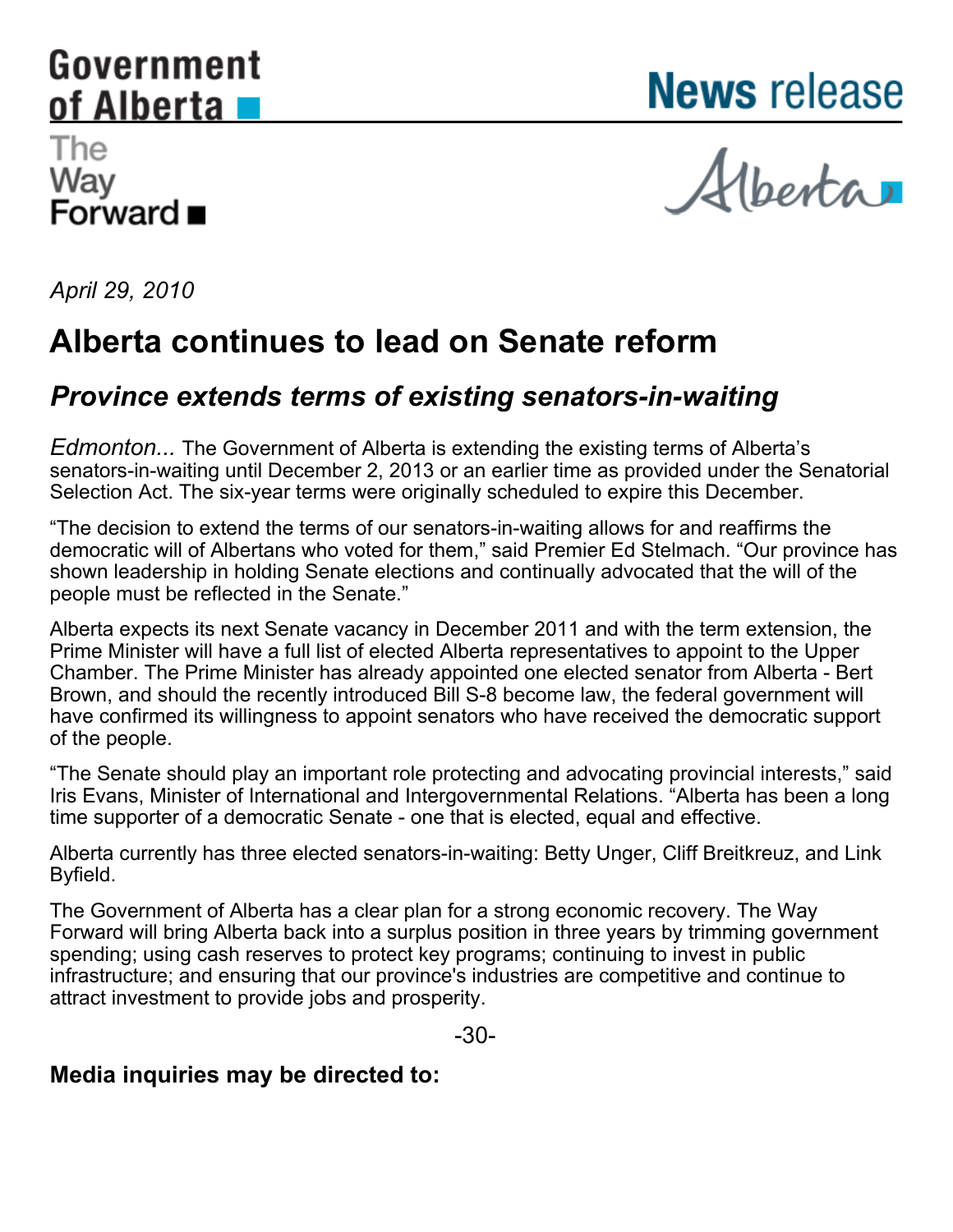Government of Alberta

The Way Forward

# News release

Alberta

*April 29, 2010*

# Alberta continues to lead on Senate reform

## *Province extends terms of existing senators-in-waiting*

*Edmonton...* The Government of Alberta is extending the existing terms of Alberta's senators-in-waiting until December 2, 2013 or an earlier time as provided under the Senatorial Selection Act. The six-year terms were originally scheduled to expire this December.

"The decision to extend the terms of our senators-in-waiting allows for and reaffirms the democratic will of Albertans who voted for them," said Premier Ed Stelmach. "Our province has shown leadership in holding Senate elections and continually advocated that the will of the people must be reflected in the Senate."

Alberta expects its next Senate vacancy in December 2011 and with the term extension, the Prime Minister will have a full list of elected Alberta representatives to appoint to the Upper Chamber. The Prime Minister has already appointed one elected senator from Alberta - Bert Brown, and should the recently introduced Bill S-8 become law, the federal government will have confirmed its willingness to appoint senators who have received the democratic support of the people.

"The Senate should play an important role protecting and advocating provincial interests," said Iris Evans, Minister of International and Intergovernmental Relations. "Alberta has been a long time supporter of a democratic Senate - one that is elected, equal and effective.

Alberta currently has three elected senators-in-waiting: Betty Unger, Cliff Breitkreuz, and Link Byfield.

The Government of Alberta has a clear plan for a strong economic recovery. The Way Forward will bring Alberta back into a surplus position in three years by trimming government spending; using cash reserves to protect key programs; continuing to invest in public infrastructure; and ensuring that our province's industries are competitive and continue to attract investment to provide jobs and prosperity.

-30-

**Media inquiries may be directed to:**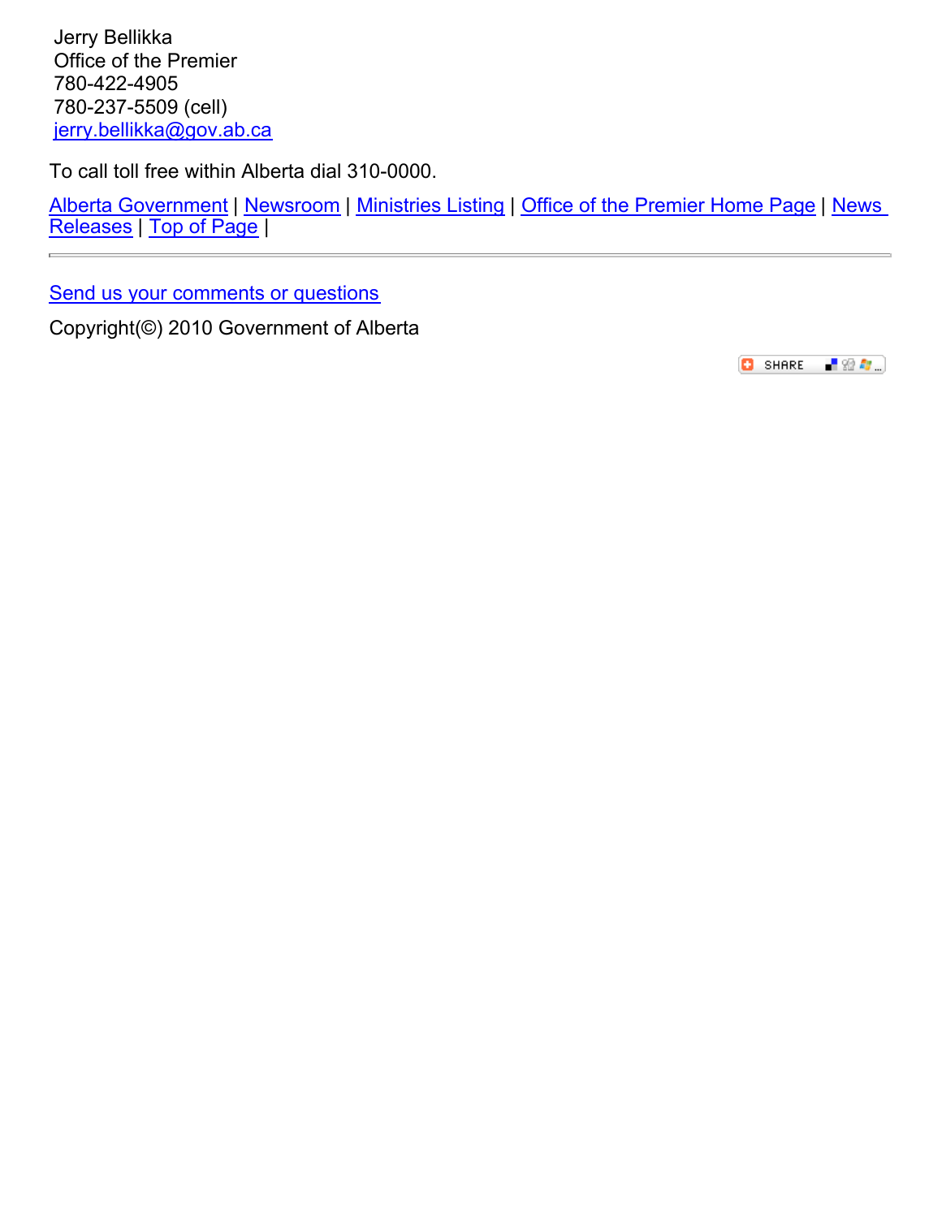Jerry Bellikka
Office of the Premier
780-422-4905
780-237-5509 (cell)
jerry.bellikka@gov.ab.ca

To call toll free within Alberta dial 310-0000.

Alberta Government | Newsroom | Ministries Listing | Office of the Premier Home Page | News Releases | Top of Page |

---

Send us your comments or questions

Copyright(©) 2010 Government of Alberta

SHARE